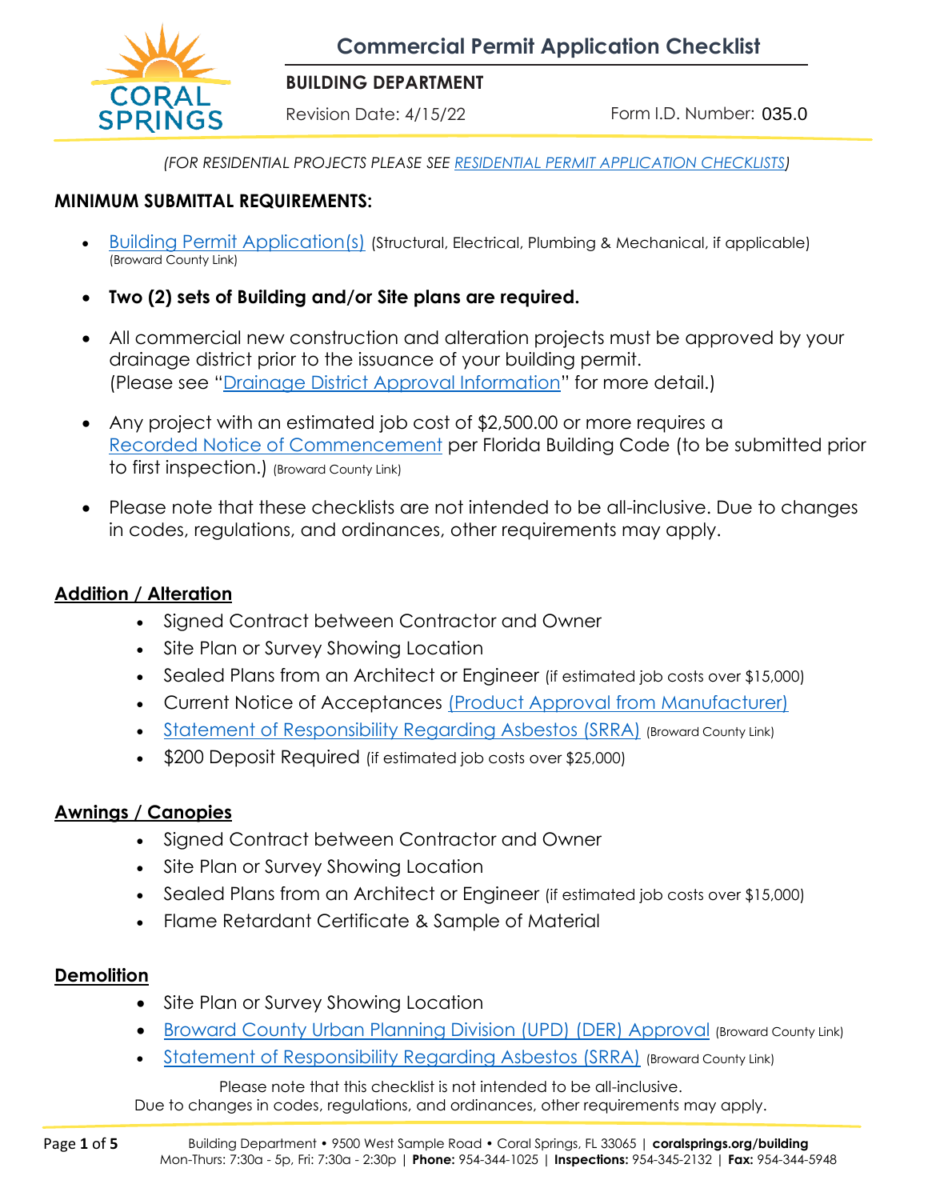# Commercial Permit Application Checklist

**BUILDING DEPARTMENT**

Revision Date: 4/15/22 Form I.D. Number: 035.0

*(FOR RESIDENTIAL PROJECTS PLEASE SEE RESIDENTIAL PERMIT APPLICATION CHECKLISTS)*

## MINIMUM SUBMITTAL REQUIREMENTS:

- Building Permit Application(s) (Structural, Electrical, Plumbing & Mechanical, if applicable) (Broward County Link)
- **Two (2) sets of Building and/or Site plans are required.**
- All commercial new construction and alteration projects must be approved by your drainage district prior to the issuance of your building permit. (Please see "Drainage District Approval Information" for more detail.)
- Any project with an estimated job cost of $2,500.00 or more requires a Recorded Notice of Commencement per Florida Building Code (to be submitted prior to first inspection.) (Broward County Link)
- Please note that these checklists are not intended to be all-inclusive. Due to changes in codes, regulations, and ordinances, other requirements may apply.

## Addition / Alteration

- Signed Contract between Contractor and Owner
- Site Plan or Survey Showing Location
- Sealed Plans from an Architect or Engineer (if estimated job costs over $15,000)
- Current Notice of Acceptances (Product Approval from Manufacturer)
- Statement of Responsibility Regarding Asbestos (SRRA) (Broward County Link)
- $200 Deposit Required (if estimated job costs over $25,000)

## Awnings / Canopies

- Signed Contract between Contractor and Owner
- Site Plan or Survey Showing Location
- Sealed Plans from an Architect or Engineer (if estimated job costs over $15,000)
- Flame Retardant Certificate & Sample of Material

## Demolition

- Site Plan or Survey Showing Location
- Broward County Urban Planning Division (UPD) (DER) Approval (Broward County Link)
- Statement of Responsibility Regarding Asbestos (SRRA) (Broward County Link)

Please note that this checklist is not intended to be all-inclusive.
Due to changes in codes, regulations, and ordinances, other requirements may apply.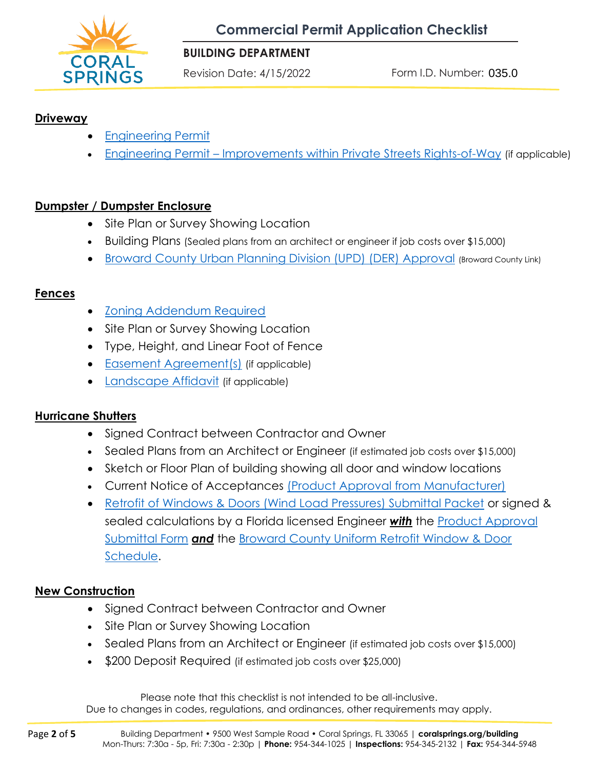# Commercial Permit Application Checklist

**BUILDING DEPARTMENT**

Revision Date: 4/15/2022 Form I.D. Number: 035.0

## Driveway

- Engineering Permit
- Engineering Permit – Improvements within Private Streets Rights-of-Way (if applicable)

## Dumpster / Dumpster Enclosure

- Site Plan or Survey Showing Location
- Building Plans (Sealed plans from an architect or engineer if job costs over $15,000)
- Broward County Urban Planning Division (UPD) (DER) Approval (Broward County Link)

## Fences

- Zoning Addendum Required
- Site Plan or Survey Showing Location
- Type, Height, and Linear Foot of Fence
- Easement Agreement(s) (if applicable)
- Landscape Affidavit (if applicable)

## Hurricane Shutters

- Signed Contract between Contractor and Owner
- Sealed Plans from an Architect or Engineer (if estimated job costs over $15,000)
- Sketch or Floor Plan of building showing all door and window locations
- Current Notice of Acceptances (Product Approval from Manufacturer)
- Retrofit of Windows & Doors (Wind Load Pressures) Submittal Packet or signed & sealed calculations by a Florida licensed Engineer ***with*** the Product Approval Submittal Form ***and*** the Broward County Uniform Retrofit Window & Door Schedule.

## New Construction

- Signed Contract between Contractor and Owner
- Site Plan or Survey Showing Location
- Sealed Plans from an Architect or Engineer (if estimated job costs over $15,000)
- $200 Deposit Required (if estimated job costs over $25,000)

Please note that this checklist is not intended to be all-inclusive.
Due to changes in codes, regulations, and ordinances, other requirements may apply.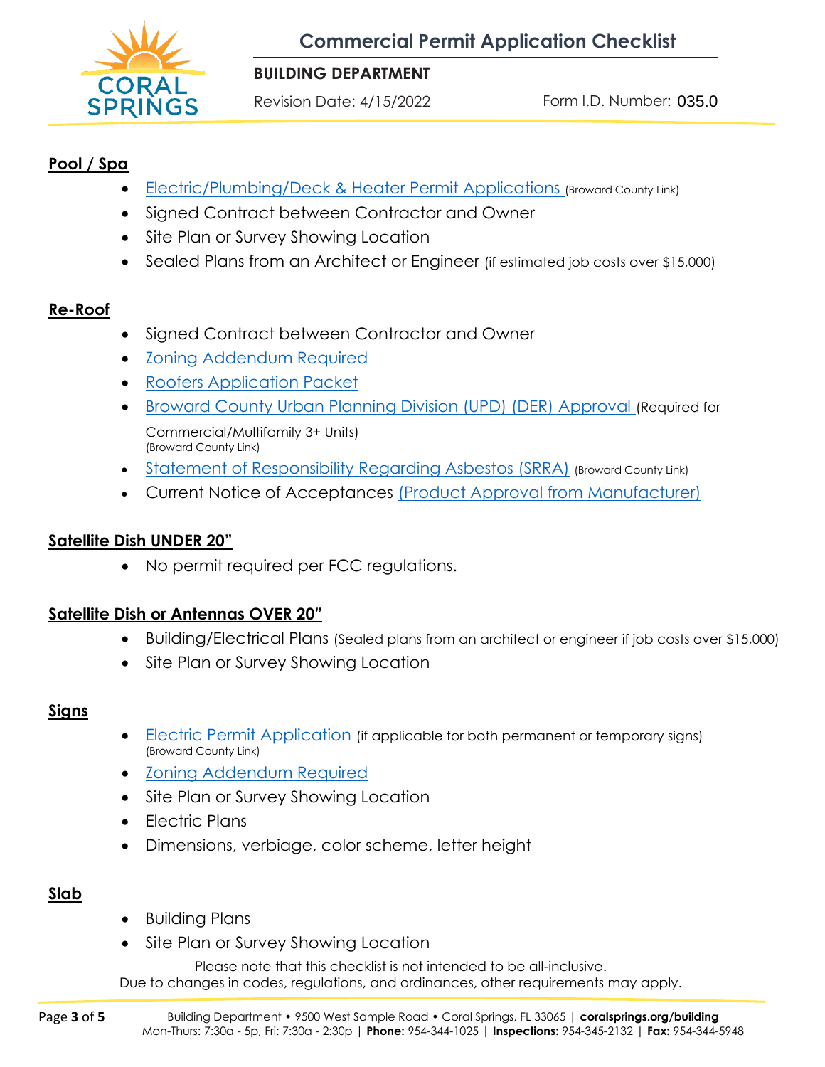## Pool / Spa

- Electric/Plumbing/Deck & Heater Permit Applications (Broward County Link)
- Signed Contract between Contractor and Owner
- Site Plan or Survey Showing Location
- Sealed Plans from an Architect or Engineer (if estimated job costs over $15,000)

## Re-Roof

- Signed Contract between Contractor and Owner
- Zoning Addendum Required
- Roofers Application Packet
- Broward County Urban Planning Division (UPD) (DER) Approval (Required for Commercial/Multifamily 3+ Units) (Broward County Link)
- Statement of Responsibility Regarding Asbestos (SRRA) (Broward County Link)
- Current Notice of Acceptances (Product Approval from Manufacturer)

## Satellite Dish UNDER 20"

- No permit required per FCC regulations.

## Satellite Dish or Antennas OVER 20"

- Building/Electrical Plans (Sealed plans from an architect or engineer if job costs over $15,000)
- Site Plan or Survey Showing Location

## Signs

- Electric Permit Application (if applicable for both permanent or temporary signs) (Broward County Link)
- Zoning Addendum Required
- Site Plan or Survey Showing Location
- Electric Plans
- Dimensions, verbiage, color scheme, letter height

## Slab

- Building Plans
- Site Plan or Survey Showing Location

Please note that this checklist is not intended to be all-inclusive.
Due to changes in codes, regulations, and ordinances, other requirements may apply.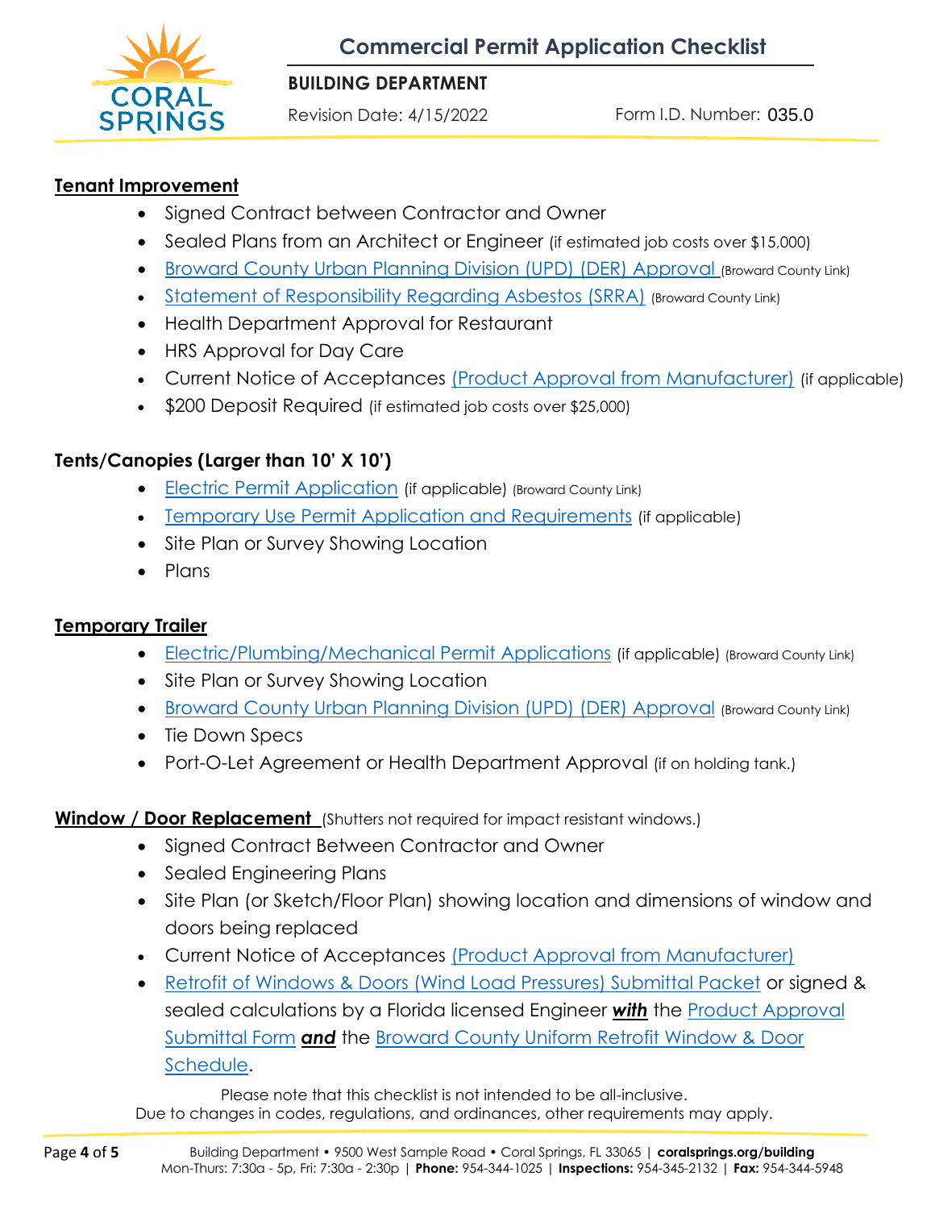## Tenant Improvement

- Signed Contract between Contractor and Owner
- Sealed Plans from an Architect or Engineer (if estimated job costs over $15,000)
- Broward County Urban Planning Division (UPD) (DER) Approval (Broward County Link)
- Statement of Responsibility Regarding Asbestos (SRRA) (Broward County Link)
- Health Department Approval for Restaurant
- HRS Approval for Day Care
- Current Notice of Acceptances (Product Approval from Manufacturer) (if applicable)
- $200 Deposit Required (if estimated job costs over $25,000)

## Tents/Canopies (Larger than 10' X 10')

- Electric Permit Application (if applicable) (Broward County Link)
- Temporary Use Permit Application and Requirements (if applicable)
- Site Plan or Survey Showing Location
- Plans

## Temporary Trailer

- Electric/Plumbing/Mechanical Permit Applications (if applicable) (Broward County Link)
- Site Plan or Survey Showing Location
- Broward County Urban Planning Division (UPD) (DER) Approval (Broward County Link)
- Tie Down Specs
- Port-O-Let Agreement or Health Department Approval (if on holding tank.)

## Window / Door Replacement (Shutters not required for impact resistant windows.)

- Signed Contract Between Contractor and Owner
- Sealed Engineering Plans
- Site Plan (or Sketch/Floor Plan) showing location and dimensions of window and doors being replaced
- Current Notice of Acceptances (Product Approval from Manufacturer)
- Retrofit of Windows & Doors (Wind Load Pressures) Submittal Packet or signed & sealed calculations by a Florida licensed Engineer ***with*** the Product Approval Submittal Form ***and*** the Broward County Uniform Retrofit Window & Door Schedule.

Please note that this checklist is not intended to be all-inclusive.
Due to changes in codes, regulations, and ordinances, other requirements may apply.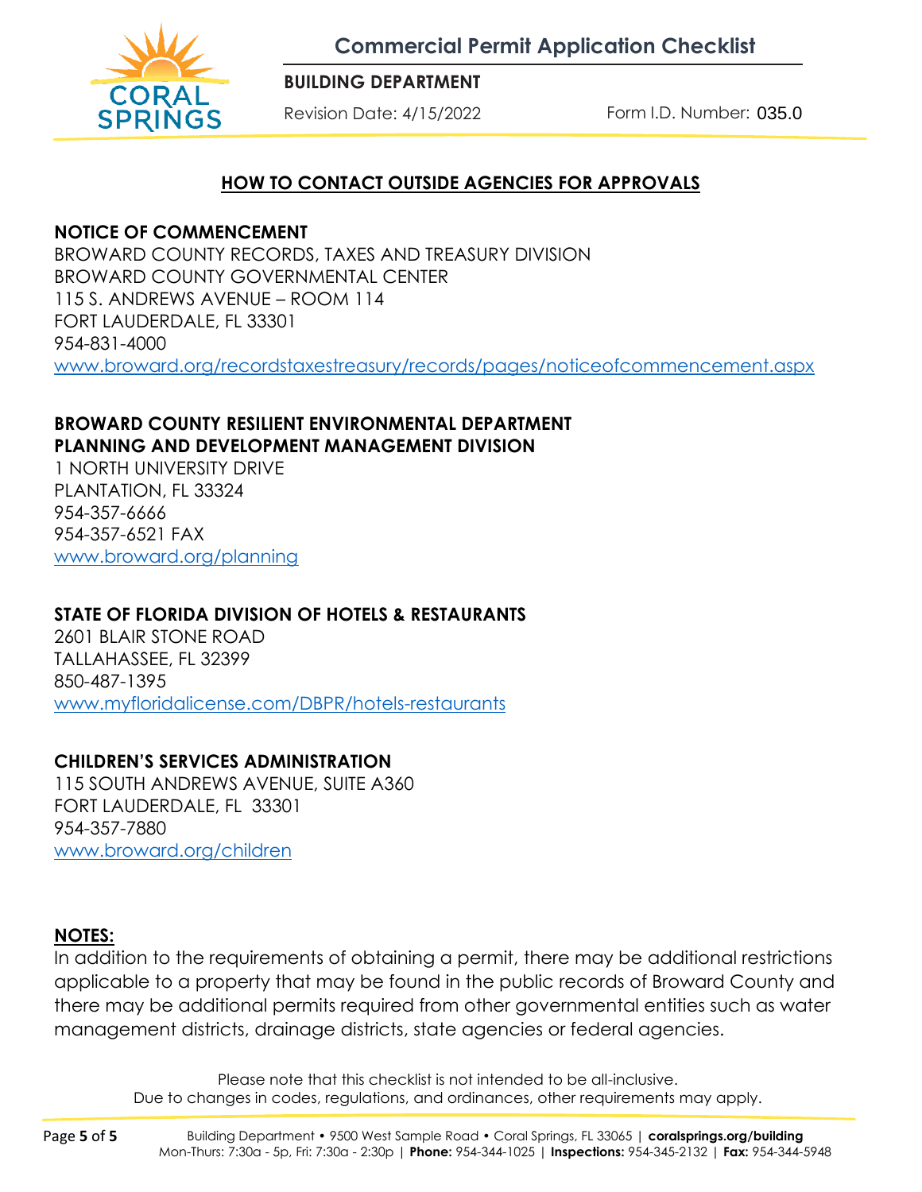## HOW TO CONTACT OUTSIDE AGENCIES FOR APPROVALS

**NOTICE OF COMMENCEMENT**
BROWARD COUNTY RECORDS, TAXES AND TREASURY DIVISION
BROWARD COUNTY GOVERNMENTAL CENTER
115 S. ANDREWS AVENUE – ROOM 114
FORT LAUDERDALE, FL 33301
954-831-4000
www.broward.org/recordstaxestreasury/records/pages/noticeofcommencement.aspx

**BROWARD COUNTY RESILIENT ENVIRONMENTAL DEPARTMENT**
**PLANNING AND DEVELOPMENT MANAGEMENT DIVISION**
1 NORTH UNIVERSITY DRIVE
PLANTATION, FL 33324
954-357-6666
954-357-6521 FAX
www.broward.org/planning

**STATE OF FLORIDA DIVISION OF HOTELS & RESTAURANTS**
2601 BLAIR STONE ROAD
TALLAHASSEE, FL 32399
850-487-1395
www.myfloridalicense.com/DBPR/hotels-restaurants

**CHILDREN'S SERVICES ADMINISTRATION**
115 SOUTH ANDREWS AVENUE, SUITE A360
FORT LAUDERDALE, FL 33301
954-357-7880
www.broward.org/children

**NOTES:**
In addition to the requirements of obtaining a permit, there may be additional restrictions applicable to a property that may be found in the public records of Broward County and there may be additional permits required from other governmental entities such as water management districts, drainage districts, state agencies or federal agencies.

Please note that this checklist is not intended to be all-inclusive.
Due to changes in codes, regulations, and ordinances, other requirements may apply.